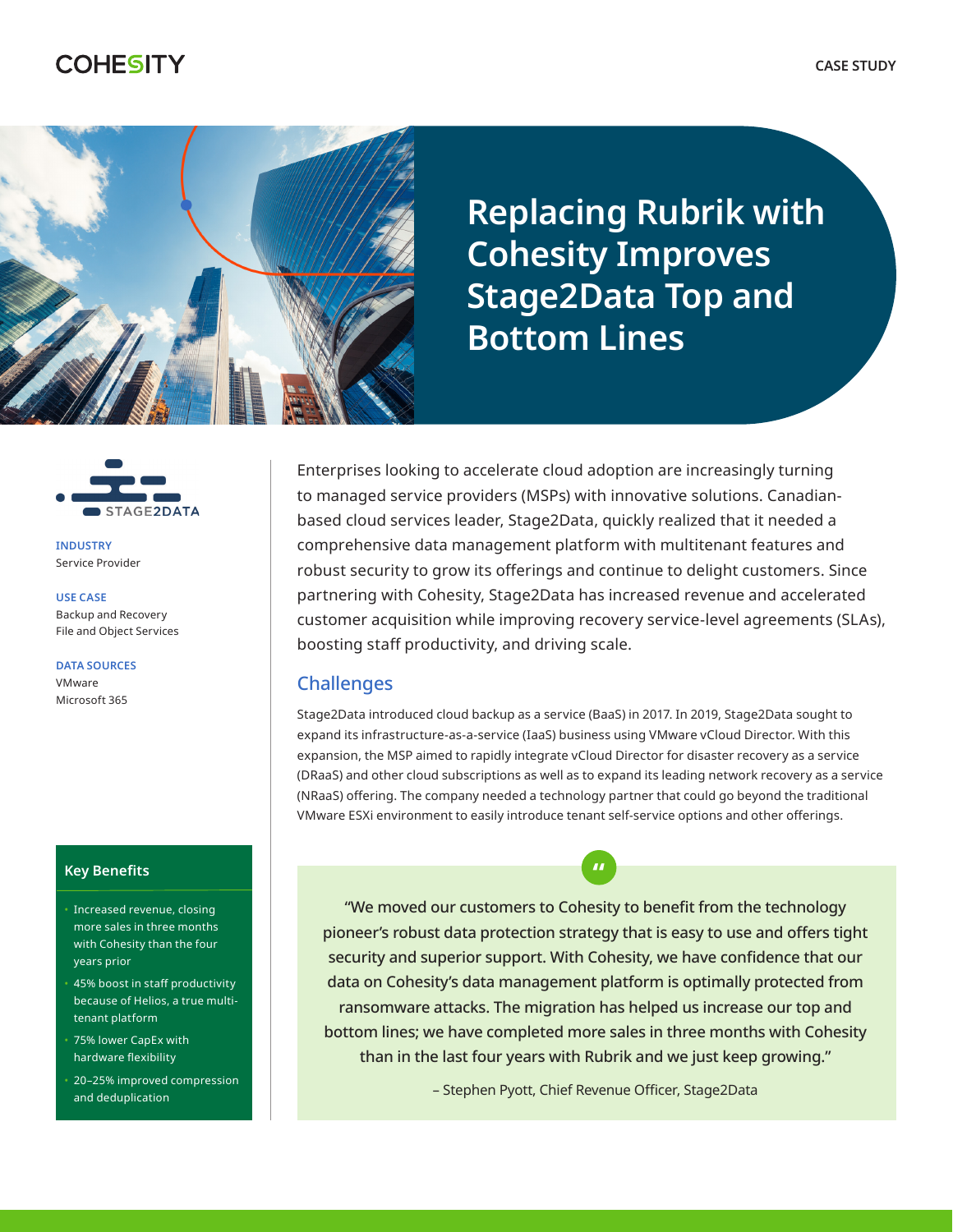# Replacing Rubrik with Cohesity Improves Stage2Data Top and Bottom Lines

**INDUSTRY**
Service Provider

**USE CASE**
Backup and Recovery
File and Object Services

**DATA SOURCES**
VMware
Microsoft 365

### Key Benefits

- Increased revenue, closing more sales in three months with Cohesity than the four years prior
- 45% boost in staff productivity because of Helios, a true multi-tenant platform
- 75% lower CapEx with hardware flexibility
- 20–25% improved compression and deduplication

Enterprises looking to accelerate cloud adoption are increasingly turning to managed service providers (MSPs) with innovative solutions. Canadian-based cloud services leader, Stage2Data, quickly realized that it needed a comprehensive data management platform with multitenant features and robust security to grow its offerings and continue to delight customers. Since partnering with Cohesity, Stage2Data has increased revenue and accelerated customer acquisition while improving recovery service-level agreements (SLAs), boosting staff productivity, and driving scale.

## Challenges

Stage2Data introduced cloud backup as a service (BaaS) in 2017. In 2019, Stage2Data sought to expand its infrastructure-as-a-service (IaaS) business using VMware vCloud Director. With this expansion, the MSP aimed to rapidly integrate vCloud Director for disaster recovery as a service (DRaaS) and other cloud subscriptions as well as to expand its leading network recovery as a service (NRaaS) offering. The company needed a technology partner that could go beyond the traditional VMware ESXi environment to easily introduce tenant self-service options and other offerings.

> "We moved our customers to Cohesity to benefit from the technology pioneer's robust data protection strategy that is easy to use and offers tight security and superior support. With Cohesity, we have confidence that our data on Cohesity's data management platform is optimally protected from ransomware attacks. The migration has helped us increase our top and bottom lines; we have completed more sales in three months with Cohesity than in the last four years with Rubrik and we just keep growing."
>
> – Stephen Pyott, Chief Revenue Officer, Stage2Data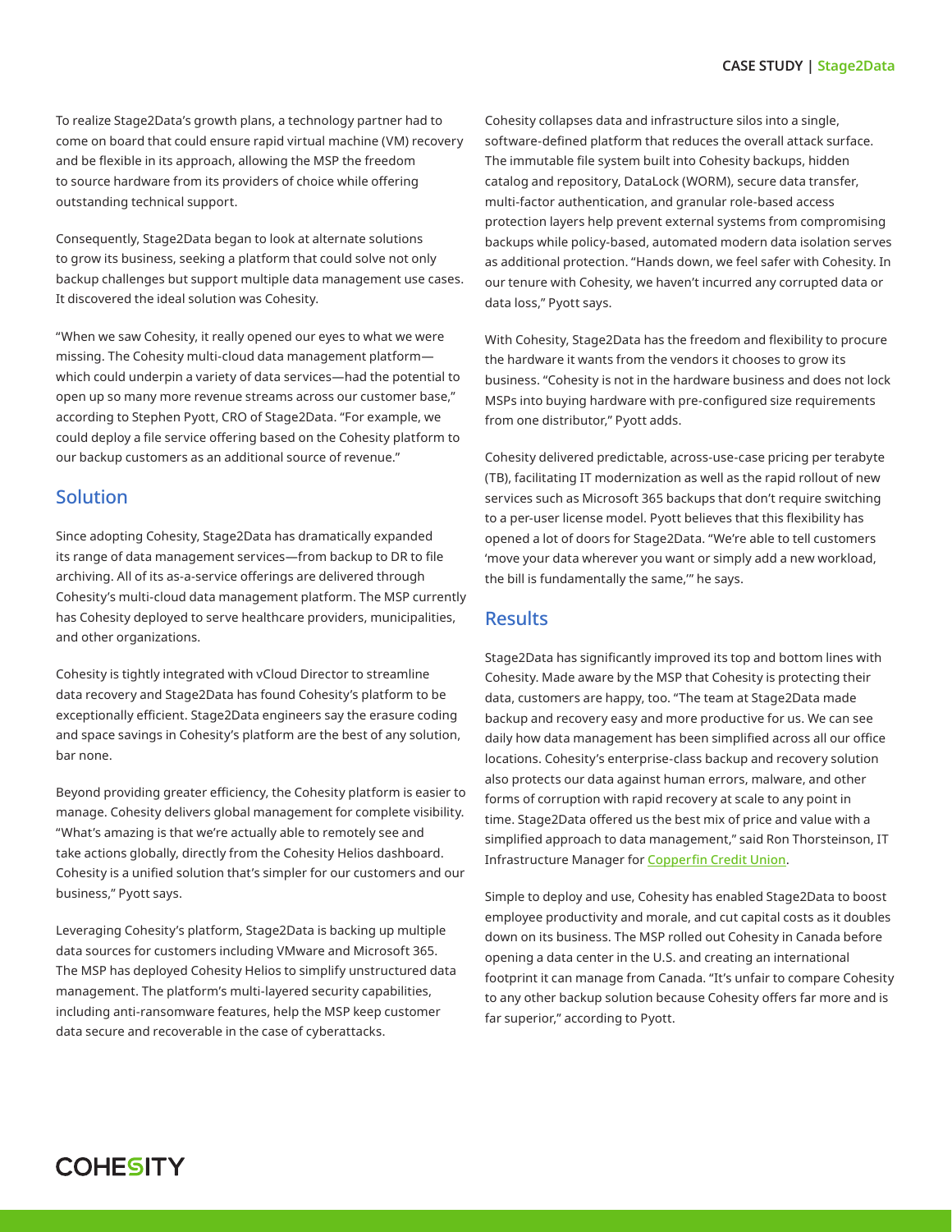To realize Stage2Data's growth plans, a technology partner had to come on board that could ensure rapid virtual machine (VM) recovery and be flexible in its approach, allowing the MSP the freedom to source hardware from its providers of choice while offering outstanding technical support.

Consequently, Stage2Data began to look at alternate solutions to grow its business, seeking a platform that could solve not only backup challenges but support multiple data management use cases. It discovered the ideal solution was Cohesity.

"When we saw Cohesity, it really opened our eyes to what we were missing. The Cohesity multi-cloud data management platform—which could underpin a variety of data services—had the potential to open up so many more revenue streams across our customer base," according to Stephen Pyott, CRO of Stage2Data. "For example, we could deploy a file service offering based on the Cohesity platform to our backup customers as an additional source of revenue."

## Solution

Since adopting Cohesity, Stage2Data has dramatically expanded its range of data management services—from backup to DR to file archiving. All of its as-a-service offerings are delivered through Cohesity's multi-cloud data management platform. The MSP currently has Cohesity deployed to serve healthcare providers, municipalities, and other organizations.

Cohesity is tightly integrated with vCloud Director to streamline data recovery and Stage2Data has found Cohesity's platform to be exceptionally efficient. Stage2Data engineers say the erasure coding and space savings in Cohesity's platform are the best of any solution, bar none.

Beyond providing greater efficiency, the Cohesity platform is easier to manage. Cohesity delivers global management for complete visibility. "What's amazing is that we're actually able to remotely see and take actions globally, directly from the Cohesity Helios dashboard. Cohesity is a unified solution that's simpler for our customers and our business," Pyott says.

Leveraging Cohesity's platform, Stage2Data is backing up multiple data sources for customers including VMware and Microsoft 365. The MSP has deployed Cohesity Helios to simplify unstructured data management. The platform's multi-layered security capabilities, including anti-ransomware features, help the MSP keep customer data secure and recoverable in the case of cyberattacks.

Cohesity collapses data and infrastructure silos into a single, software-defined platform that reduces the overall attack surface. The immutable file system built into Cohesity backups, hidden catalog and repository, DataLock (WORM), secure data transfer, multi-factor authentication, and granular role-based access protection layers help prevent external systems from compromising backups while policy-based, automated modern data isolation serves as additional protection. "Hands down, we feel safer with Cohesity. In our tenure with Cohesity, we haven't incurred any corrupted data or data loss," Pyott says.

With Cohesity, Stage2Data has the freedom and flexibility to procure the hardware it wants from the vendors it chooses to grow its business. "Cohesity is not in the hardware business and does not lock MSPs into buying hardware with pre-configured size requirements from one distributor," Pyott adds.

Cohesity delivered predictable, across-use-case pricing per terabyte (TB), facilitating IT modernization as well as the rapid rollout of new services such as Microsoft 365 backups that don't require switching to a per-user license model. Pyott believes that this flexibility has opened a lot of doors for Stage2Data. "We're able to tell customers 'move your data wherever you want or simply add a new workload, the bill is fundamentally the same,'" he says.

## Results

Stage2Data has significantly improved its top and bottom lines with Cohesity. Made aware by the MSP that Cohesity is protecting their data, customers are happy, too. "The team at Stage2Data made backup and recovery easy and more productive for us. We can see daily how data management has been simplified across all our office locations. Cohesity's enterprise-class backup and recovery solution also protects our data against human errors, malware, and other forms of corruption with rapid recovery at scale to any point in time. Stage2Data offered us the best mix of price and value with a simplified approach to data management," said Ron Thorsteinson, IT Infrastructure Manager for Copperfin Credit Union.

Simple to deploy and use, Cohesity has enabled Stage2Data to boost employee productivity and morale, and cut capital costs as it doubles down on its business. The MSP rolled out Cohesity in Canada before opening a data center in the U.S. and creating an international footprint it can manage from Canada. "It's unfair to compare Cohesity to any other backup solution because Cohesity offers far more and is far superior," according to Pyott.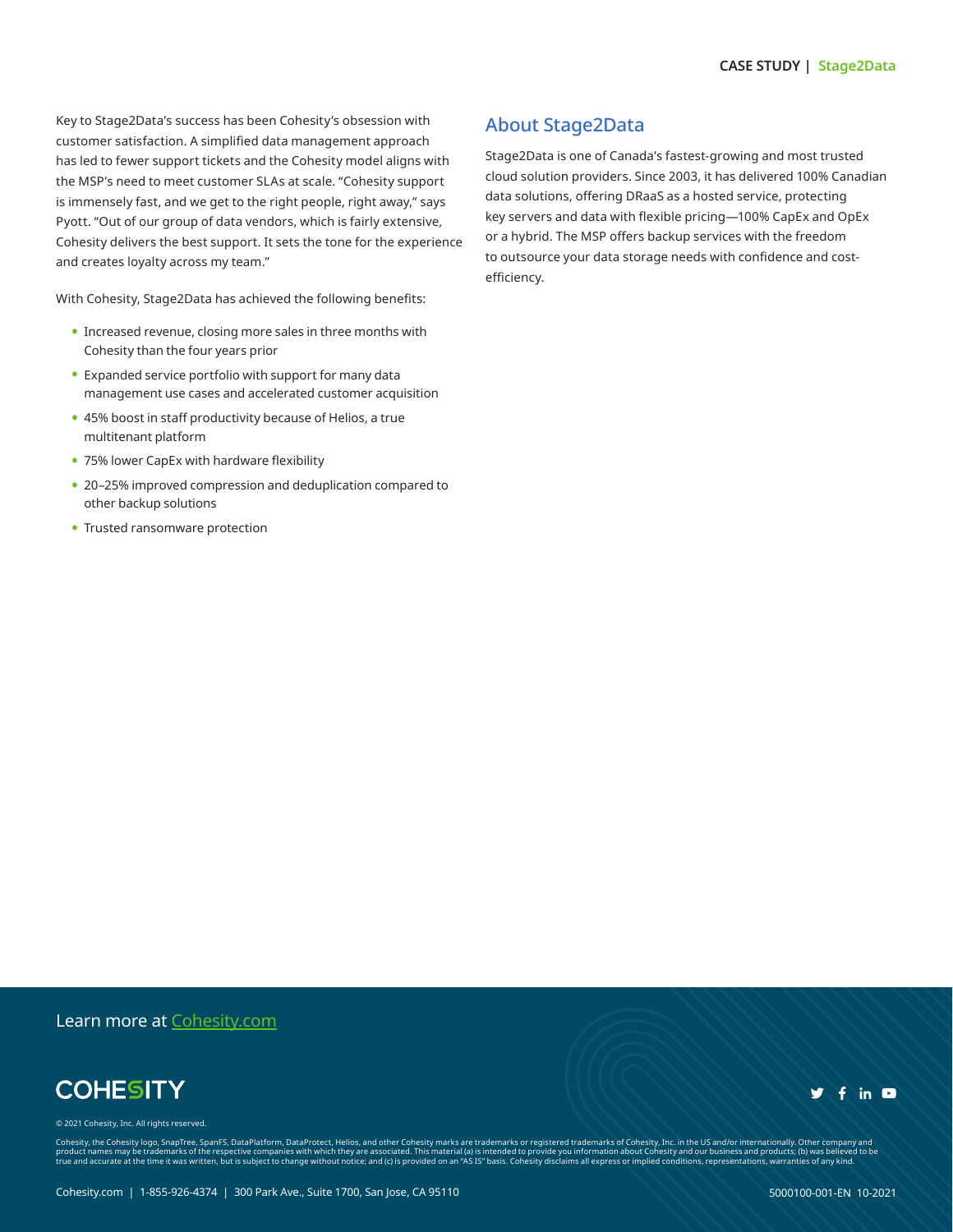Key to Stage2Data's success has been Cohesity's obsession with customer satisfaction. A simplified data management approach has led to fewer support tickets and the Cohesity model aligns with the MSP's need to meet customer SLAs at scale. "Cohesity support is immensely fast, and we get to the right people, right away," says Pyott. "Out of our group of data vendors, which is fairly extensive, Cohesity delivers the best support. It sets the tone for the experience and creates loyalty across my team."

With Cohesity, Stage2Data has achieved the following benefits:

- Increased revenue, closing more sales in three months with Cohesity than the four years prior
- Expanded service portfolio with support for many data management use cases and accelerated customer acquisition
- 45% boost in staff productivity because of Helios, a true multitenant platform
- 75% lower CapEx with hardware flexibility
- 20–25% improved compression and deduplication compared to other backup solutions
- Trusted ransomware protection

## About Stage2Data

Stage2Data is one of Canada's fastest-growing and most trusted cloud solution providers. Since 2003, it has delivered 100% Canadian data solutions, offering DRaaS as a hosted service, protecting key servers and data with flexible pricing—100% CapEx and OpEx or a hybrid. The MSP offers backup services with the freedom to outsource your data storage needs with confidence and cost-efficiency.

Learn more at Cohesity.com

COHESITY

© 2021 Cohesity, Inc. All rights reserved.

Cohesity, the Cohesity logo, SnapTree, SpanFS, DataPlatform, DataProtect, Helios, and other Cohesity marks are trademarks or registered trademarks of Cohesity, Inc. in the US and/or internationally. Other company and product names may be trademarks of the respective companies with which they are associated. This material (a) is intended to provide you information about Cohesity and our business and products; (b) was believed to be true and accurate at the time it was written, but is subject to change without notice; and (c) is provided on an "AS IS" basis. Cohesity disclaims all express or implied conditions, representations, warranties of any kind.

Cohesity.com | 1-855-926-4374 | 300 Park Ave., Suite 1700, San Jose, CA 95110

5000100-001-EN 10-2021